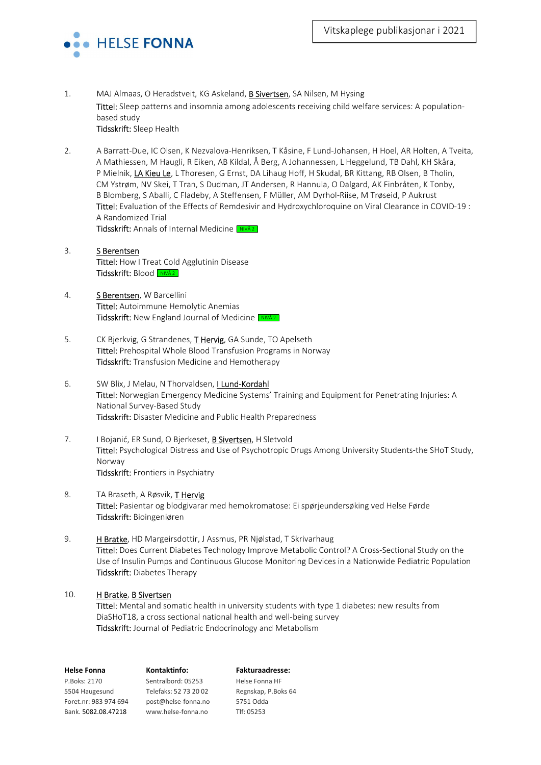HELSE FONNA

Vitskaplege publikasjonar i 2021

1. MAJ Almaas, O Heradstveit, KG Askeland, B Sivertsen, SA Nilsen, M Hysing
   Tittel: Sleep patterns and insomnia among adolescents receiving child welfare services: A population-based study
   Tidsskrift: Sleep Health

2. A Barratt-Due, IC Olsen, K Nezvalova-Henriksen, T Kåsine, F Lund-Johansen, H Hoel, AR Holten, A Tveita, A Mathiessen, M Haugli, R Eiken, AB Kildal, Å Berg, A Johannessen, L Heggelund, TB Dahl, KH Skåra, P Mielnik, LA Kieu Le, L Thoresen, G Ernst, DA Lihaug Hoff, H Skudal, BR Kittang, RB Olsen, B Tholin, CM Ystrøm, NV Skei, T Tran, S Dudman, JT Andersen, R Hannula, O Dalgard, AK Finbråten, K Tonby, B Blomberg, S Aballi, C Fladeby, A Steffensen, F Müller, AM Dyrhol-Riise, M Trøseid, P Aukrust
   Tittel: Evaluation of the Effects of Remdesivir and Hydroxychloroquine on Viral Clearance in COVID-19 : A Randomized Trial
   Tidsskrift: Annals of Internal Medicine NIVÅ 2

3. S Berentsen
   Tittel: How I Treat Cold Agglutinin Disease
   Tidsskrift: Blood NIVÅ 2

4. S Berentsen, W Barcellini
   Tittel: Autoimmune Hemolytic Anemias
   Tidsskrift: New England Journal of Medicine NIVÅ 2

5. CK Bjerkvig, G Strandenes, T Hervig, GA Sunde, TO Apelseth
   Tittel: Prehospital Whole Blood Transfusion Programs in Norway
   Tidsskrift: Transfusion Medicine and Hemotherapy

6. SW Blix, J Melau, N Thorvaldsen, I Lund-Kordahl
   Tittel: Norwegian Emergency Medicine Systems' Training and Equipment for Penetrating Injuries: A National Survey-Based Study
   Tidsskrift: Disaster Medicine and Public Health Preparedness

7. I Bojanić, ER Sund, O Bjerkeset, B Sivertsen, H Sletvold
   Tittel: Psychological Distress and Use of Psychotropic Drugs Among University Students-the SHoT Study, Norway
   Tidsskrift: Frontiers in Psychiatry

8. TA Braseth, A Røsvik, T Hervig
   Tittel: Pasientar og blodgivarar med hemokromatose: Ei spørjeundersøking ved Helse Førde
   Tidsskrift: Bioingeniøren

9. H Bratke, HD Margeirsdottir, J Assmus, PR Njølstad, T Skrivarhaug
   Tittel: Does Current Diabetes Technology Improve Metabolic Control? A Cross-Sectional Study on the Use of Insulin Pumps and Continuous Glucose Monitoring Devices in a Nationwide Pediatric Population
   Tidsskrift: Diabetes Therapy

10. H Bratke, B Sivertsen
    Tittel: Mental and somatic health in university students with type 1 diabetes: new results from DiaSHoT18, a cross sectional national health and well-being survey
    Tidsskrift: Journal of Pediatric Endocrinology and Metabolism

**Helse Fonna**
P.Boks: 2170
5504 Haugesund
Foret.nr: 983 974 694
Bank. 5082.08.47218

**Kontaktinfo:**
Sentralbord: 05253
Telefaks: 52 73 20 02
post@helse-fonna.no
www.helse-fonna.no

**Fakturaadresse:**
Helse Fonna HF
Regnskap, P.Boks 64
5751 Odda
Tlf: 05253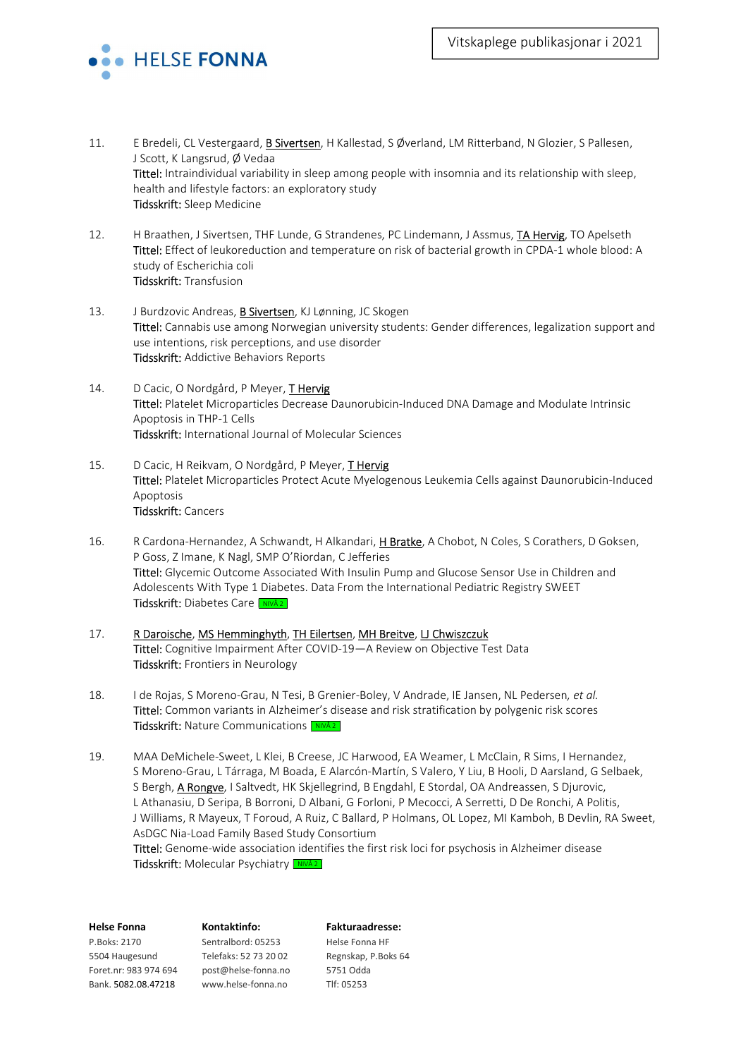11. E Bredeli, CL Vestergaard, B Sivertsen, H Kallestad, S Øverland, LM Ritterband, N Glozier, S Pallesen, J Scott, K Langsrud, Ø Vedaa
    Tittel: Intraindividual variability in sleep among people with insomnia and its relationship with sleep, health and lifestyle factors: an exploratory study
    Tidsskrift: Sleep Medicine

12. H Braathen, J Sivertsen, THF Lunde, G Strandenes, PC Lindemann, J Assmus, TA Hervig, TO Apelseth
    Tittel: Effect of leukoreduction and temperature on risk of bacterial growth in CPDA-1 whole blood: A study of Escherichia coli
    Tidsskrift: Transfusion

13. J Burdzovic Andreas, B Sivertsen, KJ Lønning, JC Skogen
    Tittel: Cannabis use among Norwegian university students: Gender differences, legalization support and use intentions, risk perceptions, and use disorder
    Tidsskrift: Addictive Behaviors Reports

14. D Cacic, O Nordgård, P Meyer, T Hervig
    Tittel: Platelet Microparticles Decrease Daunorubicin-Induced DNA Damage and Modulate Intrinsic Apoptosis in THP-1 Cells
    Tidsskrift: International Journal of Molecular Sciences

15. D Cacic, H Reikvam, O Nordgård, P Meyer, T Hervig
    Tittel: Platelet Microparticles Protect Acute Myelogenous Leukemia Cells against Daunorubicin-Induced Apoptosis
    Tidsskrift: Cancers

16. R Cardona-Hernandez, A Schwandt, H Alkandari, H Bratke, A Chobot, N Coles, S Corathers, D Goksen, P Goss, Z Imane, K Nagl, SMP O'Riordan, C Jefferies
    Tittel: Glycemic Outcome Associated With Insulin Pump and Glucose Sensor Use in Children and Adolescents With Type 1 Diabetes. Data From the International Pediatric Registry SWEET
    Tidsskrift: Diabetes Care NIVÅ 2

17. R Daroische, MS Hemminghyth, TH Eilertsen, MH Breitve, LJ Chwiszczuk
    Tittel: Cognitive Impairment After COVID-19—A Review on Objective Test Data
    Tidsskrift: Frontiers in Neurology

18. I de Rojas, S Moreno-Grau, N Tesi, B Grenier-Boley, V Andrade, IE Jansen, NL Pedersen, *et al.*
    Tittel: Common variants in Alzheimer's disease and risk stratification by polygenic risk scores
    Tidsskrift: Nature Communications NIVÅ 2

19. MAA DeMichele-Sweet, L Klei, B Creese, JC Harwood, EA Weamer, L McClain, R Sims, I Hernandez, S Moreno-Grau, L Tárraga, M Boada, E Alarcón-Martín, S Valero, Y Liu, B Hooli, D Aarsland, G Selbaek, S Bergh, A Rongve, I Saltvedt, HK Skjellegrind, B Engdahl, E Stordal, OA Andreassen, S Djurovic, L Athanasiu, D Seripa, B Borroni, D Albani, G Forloni, P Mecocci, A Serretti, D De Ronchi, A Politis, J Williams, R Mayeux, T Foroud, A Ruiz, C Ballard, P Holmans, OL Lopez, MI Kamboh, B Devlin, RA Sweet, AsDGC Nia-Load Family Based Study Consortium
    Tittel: Genome-wide association identifies the first risk loci for psychosis in Alzheimer disease
    Tidsskrift: Molecular Psychiatry NIVÅ 2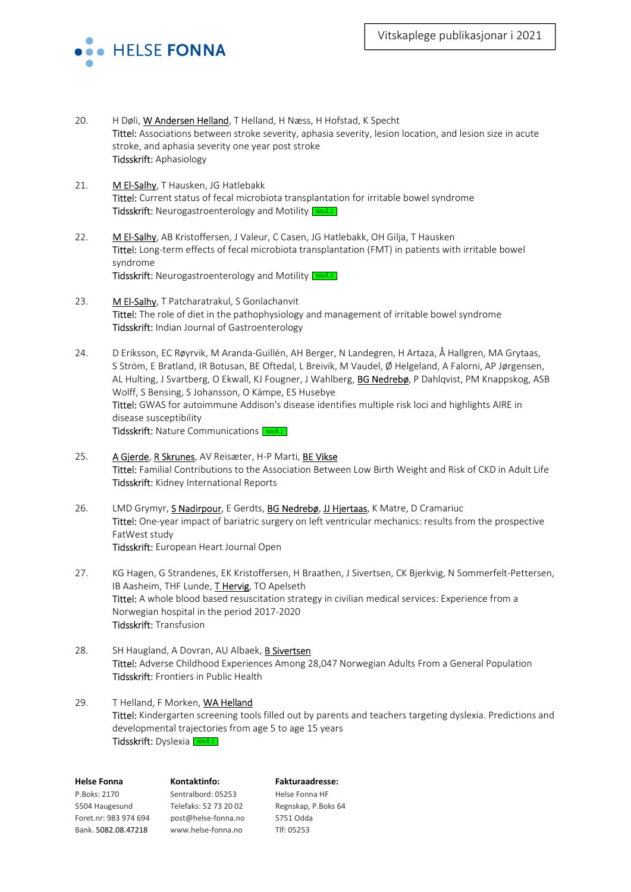20. H Døli, W Andersen Helland, T Helland, H Næss, H Hofstad, K Specht
    Tittel: Associations between stroke severity, aphasia severity, lesion location, and lesion size in acute stroke, and aphasia severity one year post stroke
    Tidsskrift: Aphasiology

21. M El-Salhy, T Hausken, JG Hatlebakk
    Tittel: Current status of fecal microbiota transplantation for irritable bowel syndrome
    Tidsskrift: Neurogastroenterology and Motility NIVÅ 2

22. M El-Salhy, AB Kristoffersen, J Valeur, C Casen, JG Hatlebakk, OH Gilja, T Hausken
    Tittel: Long-term effects of fecal microbiota transplantation (FMT) in patients with irritable bowel syndrome
    Tidsskrift: Neurogastroenterology and Motility NIVÅ 2

23. M El-Salhy, T Patcharatrakul, S Gonlachanvit
    Tittel: The role of diet in the pathophysiology and management of irritable bowel syndrome
    Tidsskrift: Indian Journal of Gastroenterology

24. D Eriksson, EC Røyrvik, M Aranda-Guillén, AH Berger, N Landegren, H Artaza, Å Hallgren, MA Grytaas, S Ström, E Bratland, IR Botusan, BE Oftedal, L Breivik, M Vaudel, Ø Helgeland, A Falorni, AP Jørgensen, AL Hulting, J Svartberg, O Ekwall, KJ Fougner, J Wahlberg, BG Nedrebø, P Dahlqvist, PM Knappskog, ASB Wolff, S Bensing, S Johansson, O Kämpe, ES Husebye
    Tittel: GWAS for autoimmune Addison's disease identifies multiple risk loci and highlights AIRE in disease susceptibility
    Tidsskrift: Nature Communications NIVÅ 2

25. A Gjerde, R Skrunes, AV Reisæter, H-P Marti, BE Vikse
    Tittel: Familial Contributions to the Association Between Low Birth Weight and Risk of CKD in Adult Life
    Tidsskrift: Kidney International Reports

26. LMD Grymyr, S Nadirpour, E Gerdts, BG Nedrebø, JJ Hjertaas, K Matre, D Cramariuc
    Tittel: One-year impact of bariatric surgery on left ventricular mechanics: results from the prospective FatWest study
    Tidsskrift: European Heart Journal Open

27. KG Hagen, G Strandenes, EK Kristoffersen, H Braathen, J Sivertsen, CK Bjerkvig, N Sommerfelt-Pettersen, IB Aasheim, THF Lunde, T Hervig, TO Apelseth
    Tittel: A whole blood based resuscitation strategy in civilian medical services: Experience from a Norwegian hospital in the period 2017-2020
    Tidsskrift: Transfusion

28. SH Haugland, A Dovran, AU Albaek, B Sivertsen
    Tittel: Adverse Childhood Experiences Among 28,047 Norwegian Adults From a General Population
    Tidsskrift: Frontiers in Public Health

29. T Helland, F Morken, WA Helland
    Tittel: Kindergarten screening tools filled out by parents and teachers targeting dyslexia. Predictions and developmental trajectories from age 5 to age 15 years
    Tidsskrift: Dyslexia NIVÅ 2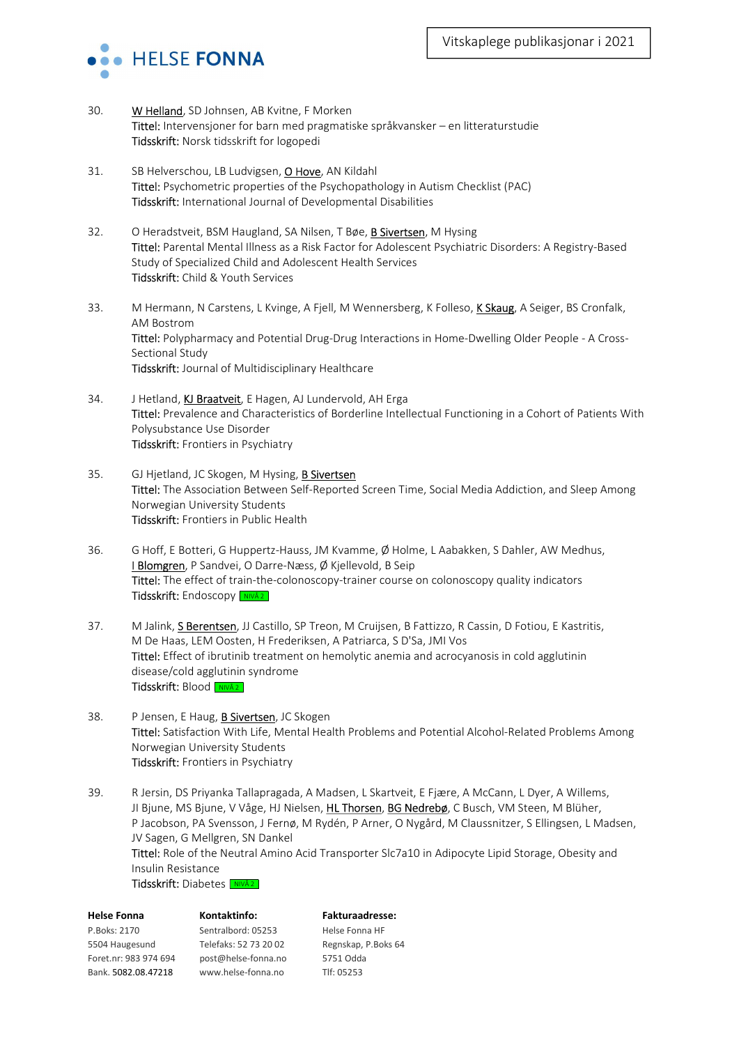30. W Helland, SD Johnsen, AB Kvitne, F Morken
    Tittel: Intervensjoner for barn med pragmatiske språkvansker – en litteraturstudie
    Tidsskrift: Norsk tidsskrift for logopedi

31. SB Helverschou, LB Ludvigsen, O Hove, AN Kildahl
    Tittel: Psychometric properties of the Psychopathology in Autism Checklist (PAC)
    Tidsskrift: International Journal of Developmental Disabilities

32. O Heradstveit, BSM Haugland, SA Nilsen, T Bøe, B Sivertsen, M Hysing
    Tittel: Parental Mental Illness as a Risk Factor for Adolescent Psychiatric Disorders: A Registry-Based Study of Specialized Child and Adolescent Health Services
    Tidsskrift: Child & Youth Services

33. M Hermann, N Carstens, L Kvinge, A Fjell, M Wennersberg, K Folleso, K Skaug, A Seiger, BS Cronfalk, AM Bostrom
    Tittel: Polypharmacy and Potential Drug-Drug Interactions in Home-Dwelling Older People - A Cross-Sectional Study
    Tidsskrift: Journal of Multidisciplinary Healthcare

34. J Hetland, KJ Braatveit, E Hagen, AJ Lundervold, AH Erga
    Tittel: Prevalence and Characteristics of Borderline Intellectual Functioning in a Cohort of Patients With Polysubstance Use Disorder
    Tidsskrift: Frontiers in Psychiatry

35. GJ Hjetland, JC Skogen, M Hysing, B Sivertsen
    Tittel: The Association Between Self-Reported Screen Time, Social Media Addiction, and Sleep Among Norwegian University Students
    Tidsskrift: Frontiers in Public Health

36. G Hoff, E Botteri, G Huppertz-Hauss, JM Kvamme, Ø Holme, L Aabakken, S Dahler, AW Medhus, I Blomgren, P Sandvei, O Darre-Næss, Ø Kjellevold, B Seip
    Tittel: The effect of train-the-colonoscopy-trainer course on colonoscopy quality indicators
    Tidsskrift: Endoscopy NIVÅ 2

37. M Jalink, S Berentsen, JJ Castillo, SP Treon, M Cruijsen, B Fattizzo, R Cassin, D Fotiou, E Kastritis, M De Haas, LEM Oosten, H Frederiksen, A Patriarca, S D'Sa, JMI Vos
    Tittel: Effect of ibrutinib treatment on hemolytic anemia and acrocyanosis in cold agglutinin disease/cold agglutinin syndrome
    Tidsskrift: Blood NIVÅ 2

38. P Jensen, E Haug, B Sivertsen, JC Skogen
    Tittel: Satisfaction With Life, Mental Health Problems and Potential Alcohol-Related Problems Among Norwegian University Students
    Tidsskrift: Frontiers in Psychiatry

39. R Jersin, DS Priyanka Tallapragada, A Madsen, L Skartveit, E Fjære, A McCann, L Dyer, A Willems, JI Bjune, MS Bjune, V Våge, HJ Nielsen, HL Thorsen, BG Nedrebø, C Busch, VM Steen, M Blüher, P Jacobson, PA Svensson, J Fernø, M Rydén, P Arner, O Nygård, M Claussnitzer, S Ellingsen, L Madsen, JV Sagen, G Mellgren, SN Dankel
    Tittel: Role of the Neutral Amino Acid Transporter Slc7a10 in Adipocyte Lipid Storage, Obesity and Insulin Resistance
    Tidsskrift: Diabetes NIVÅ 2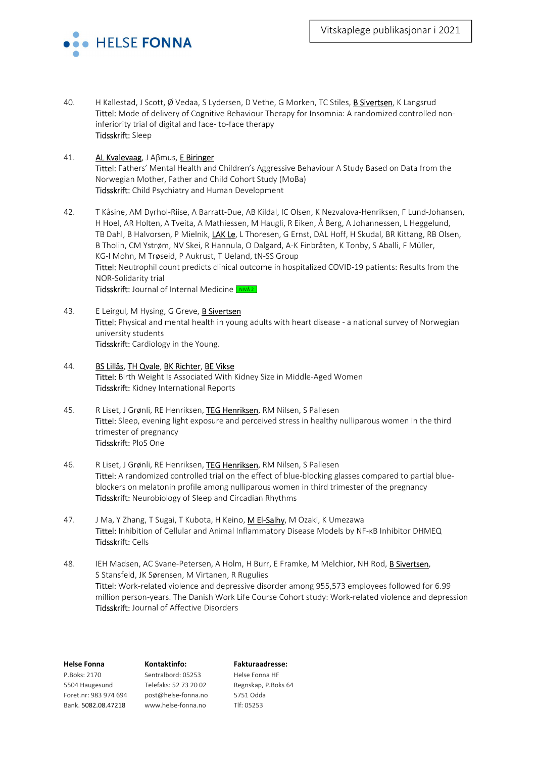40. H Kallestad, J Scott, Ø Vedaa, S Lydersen, D Vethe, G Morken, TC Stiles, B Sivertsen, K Langsrud
    **Tittel:** Mode of delivery of Cognitive Behaviour Therapy for Insomnia: A randomized controlled non-inferiority trial of digital and face- to-face therapy
    **Tidsskrift:** Sleep

41. AL Kvalevaag, J Aβmus, E Biringer
    **Tittel:** Fathers' Mental Health and Children's Aggressive Behaviour A Study Based on Data from the Norwegian Mother, Father and Child Cohort Study (MoBa)
    **Tidsskrift:** Child Psychiatry and Human Development

42. T Kåsine, AM Dyrhol-Riise, A Barratt-Due, AB Kildal, IC Olsen, K Nezvalova-Henriksen, F Lund-Johansen, H Hoel, AR Holten, A Tveita, A Mathiessen, M Haugli, R Eiken, Å Berg, A Johannessen, L Heggelund, TB Dahl, B Halvorsen, P Mielnik, LAK Le, L Thoresen, G Ernst, DAL Hoff, H Skudal, BR Kittang, RB Olsen, B Tholin, CM Ystrøm, NV Skei, R Hannula, O Dalgard, A-K Finbråten, K Tonby, S Aballi, F Müller, KG-I Mohn, M Trøseid, P Aukrust, T Ueland, tN-SS Group
    **Tittel:** Neutrophil count predicts clinical outcome in hospitalized COVID-19 patients: Results from the NOR-Solidarity trial
    **Tidsskrift:** Journal of Internal Medicine NIVÅ 2

43. E Leirgul, M Hysing, G Greve, B Sivertsen
    **Tittel:** Physical and mental health in young adults with heart disease - a national survey of Norwegian university students
    **Tidsskrift:** Cardiology in the Young.

44. BS Lillås, TH Qvale, BK Richter, BE Vikse
    **Tittel:** Birth Weight Is Associated With Kidney Size in Middle-Aged Women
    **Tidsskrift:** Kidney International Reports

45. R Liset, J Grønli, RE Henriksen, TEG Henriksen, RM Nilsen, S Pallesen
    **Tittel:** Sleep, evening light exposure and perceived stress in healthy nulliparous women in the third trimester of pregnancy
    **Tidsskrift:** PloS One

46. R Liset, J Grønli, RE Henriksen, TEG Henriksen, RM Nilsen, S Pallesen
    **Tittel:** A randomized controlled trial on the effect of blue-blocking glasses compared to partial blue-blockers on melatonin profile among nulliparous women in third trimester of the pregnancy
    **Tidsskrift:** Neurobiology of Sleep and Circadian Rhythms

47. J Ma, Y Zhang, T Sugai, T Kubota, H Keino, M El-Salhy, M Ozaki, K Umezawa
    **Tittel:** Inhibition of Cellular and Animal Inflammatory Disease Models by NF-κB Inhibitor DHMEQ
    **Tidsskrift:** Cells

48. IEH Madsen, AC Svane-Petersen, A Holm, H Burr, E Framke, M Melchior, NH Rod, B Sivertsen, S Stansfeld, JK Sørensen, M Virtanen, R Rugulies
    **Tittel:** Work-related violence and depressive disorder among 955,573 employees followed for 6.99 million person-years. The Danish Work Life Course Cohort study: Work-related violence and depression
    **Tidsskrift:** Journal of Affective Disorders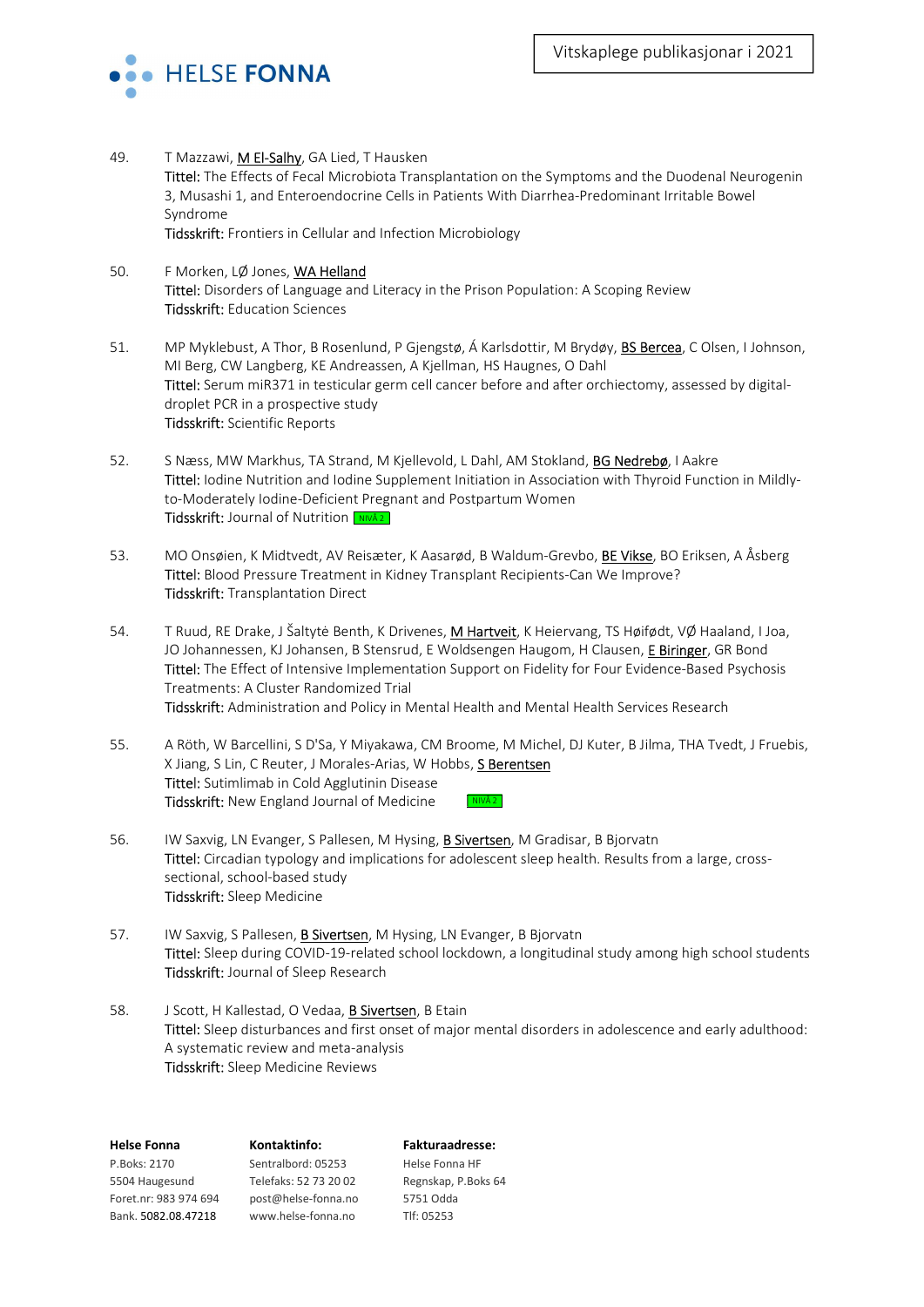49. T Mazzawi, M El-Salhy, GA Lied, T Hausken
    Tittel: The Effects of Fecal Microbiota Transplantation on the Symptoms and the Duodenal Neurogenin 3, Musashi 1, and Enteroendocrine Cells in Patients With Diarrhea-Predominant Irritable Bowel Syndrome
    Tidsskrift: Frontiers in Cellular and Infection Microbiology

50. F Morken, LØ Jones, WA Helland
    Tittel: Disorders of Language and Literacy in the Prison Population: A Scoping Review
    Tidsskrift: Education Sciences

51. MP Myklebust, A Thor, B Rosenlund, P Gjengstø, Á Karlsdottir, M Brydøy, BS Bercea, C Olsen, I Johnson, MI Berg, CW Langberg, KE Andreassen, A Kjellman, HS Haugnes, O Dahl
    Tittel: Serum miR371 in testicular germ cell cancer before and after orchiectomy, assessed by digital-droplet PCR in a prospective study
    Tidsskrift: Scientific Reports

52. S Næss, MW Markhus, TA Strand, M Kjellevold, L Dahl, AM Stokland, BG Nedrebø, I Aakre
    Tittel: Iodine Nutrition and Iodine Supplement Initiation in Association with Thyroid Function in Mildly-to-Moderately Iodine-Deficient Pregnant and Postpartum Women
    Tidsskrift: Journal of Nutrition NIVÅ 2

53. MO Onsøien, K Midtvedt, AV Reisæter, K Aasarød, B Waldum-Grevbo, BE Vikse, BO Eriksen, A Åsberg
    Tittel: Blood Pressure Treatment in Kidney Transplant Recipients-Can We Improve?
    Tidsskrift: Transplantation Direct

54. T Ruud, RE Drake, J Šaltytė Benth, K Drivenes, M Hartveit, K Heiervang, TS Høifødt, VØ Haaland, I Joa, JO Johannessen, KJ Johansen, B Stensrud, E Woldsengen Haugom, H Clausen, E Biringer, GR Bond
    Tittel: The Effect of Intensive Implementation Support on Fidelity for Four Evidence-Based Psychosis Treatments: A Cluster Randomized Trial
    Tidsskrift: Administration and Policy in Mental Health and Mental Health Services Research

55. A Röth, W Barcellini, S D'Sa, Y Miyakawa, CM Broome, M Michel, DJ Kuter, B Jilma, THA Tvedt, J Fruebis, X Jiang, S Lin, C Reuter, J Morales-Arias, W Hobbs, S Berentsen
    Tittel: Sutimlimab in Cold Agglutinin Disease
    Tidsskrift: New England Journal of Medicine NIVÅ 2

56. IW Saxvig, LN Evanger, S Pallesen, M Hysing, B Sivertsen, M Gradisar, B Bjorvatn
    Tittel: Circadian typology and implications for adolescent sleep health. Results from a large, cross-sectional, school-based study
    Tidsskrift: Sleep Medicine

57. IW Saxvig, S Pallesen, B Sivertsen, M Hysing, LN Evanger, B Bjorvatn
    Tittel: Sleep during COVID-19-related school lockdown, a longitudinal study among high school students
    Tidsskrift: Journal of Sleep Research

58. J Scott, H Kallestad, O Vedaa, B Sivertsen, B Etain
    Tittel: Sleep disturbances and first onset of major mental disorders in adolescence and early adulthood: A systematic review and meta-analysis
    Tidsskrift: Sleep Medicine Reviews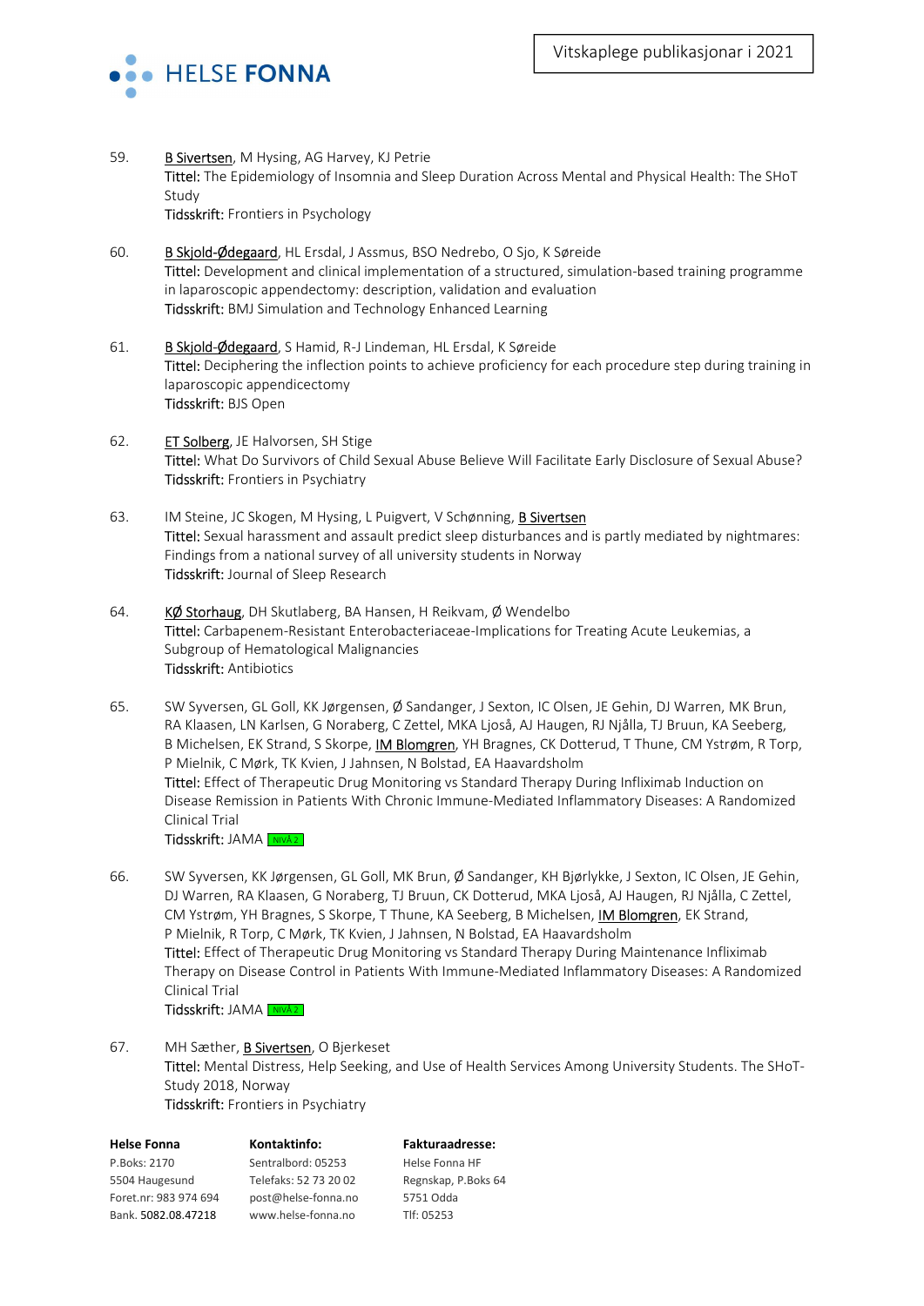59. B Sivertsen, M Hysing, AG Harvey, KJ Petrie
    Tittel: The Epidemiology of Insomnia and Sleep Duration Across Mental and Physical Health: The SHoT Study
    Tidsskrift: Frontiers in Psychology

60. B Skjold-Ødegaard, HL Ersdal, J Assmus, BSO Nedrebo, O Sjo, K Søreide
    Tittel: Development and clinical implementation of a structured, simulation-based training programme in laparoscopic appendectomy: description, validation and evaluation
    Tidsskrift: BMJ Simulation and Technology Enhanced Learning

61. B Skjold-Ødegaard, S Hamid, R-J Lindeman, HL Ersdal, K Søreide
    Tittel: Deciphering the inflection points to achieve proficiency for each procedure step during training in laparoscopic appendicectomy
    Tidsskrift: BJS Open

62. ET Solberg, JE Halvorsen, SH Stige
    Tittel: What Do Survivors of Child Sexual Abuse Believe Will Facilitate Early Disclosure of Sexual Abuse?
    Tidsskrift: Frontiers in Psychiatry

63. IM Steine, JC Skogen, M Hysing, L Puigvert, V Schønning, B Sivertsen
    Tittel: Sexual harassment and assault predict sleep disturbances and is partly mediated by nightmares: Findings from a national survey of all university students in Norway
    Tidsskrift: Journal of Sleep Research

64. KØ Storhaug, DH Skutlaberg, BA Hansen, H Reikvam, Ø Wendelbo
    Tittel: Carbapenem-Resistant Enterobacteriaceae-Implications for Treating Acute Leukemias, a Subgroup of Hematological Malignancies
    Tidsskrift: Antibiotics

65. SW Syversen, GL Goll, KK Jørgensen, Ø Sandanger, J Sexton, IC Olsen, JE Gehin, DJ Warren, MK Brun, RA Klaasen, LN Karlsen, G Noraberg, C Zettel, MKA Ljoså, AJ Haugen, RJ Njålla, TJ Bruun, KA Seeberg, B Michelsen, EK Strand, S Skorpe, IM Blomgren, YH Bragnes, CK Dotterud, T Thune, CM Ystrøm, R Torp, P Mielnik, C Mørk, TK Kvien, J Jahnsen, N Bolstad, EA Haavardsholm
    Tittel: Effect of Therapeutic Drug Monitoring vs Standard Therapy During Infliximab Induction on Disease Remission in Patients With Chronic Immune-Mediated Inflammatory Diseases: A Randomized Clinical Trial
    Tidsskrift: JAMA NIVÅ 2

66. SW Syversen, KK Jørgensen, GL Goll, MK Brun, Ø Sandanger, KH Bjørlykke, J Sexton, IC Olsen, JE Gehin, DJ Warren, RA Klaasen, G Noraberg, TJ Bruun, CK Dotterud, MKA Ljoså, AJ Haugen, RJ Njålla, C Zettel, CM Ystrøm, YH Bragnes, S Skorpe, T Thune, KA Seeberg, B Michelsen, IM Blomgren, EK Strand, P Mielnik, R Torp, C Mørk, TK Kvien, J Jahnsen, N Bolstad, EA Haavardsholm
    Tittel: Effect of Therapeutic Drug Monitoring vs Standard Therapy During Maintenance Infliximab Therapy on Disease Control in Patients With Immune-Mediated Inflammatory Diseases: A Randomized Clinical Trial
    Tidsskrift: JAMA NIVÅ 2

67. MH Sæther, B Sivertsen, O Bjerkeset
    Tittel: Mental Distress, Help Seeking, and Use of Health Services Among University Students. The SHoT-Study 2018, Norway
    Tidsskrift: Frontiers in Psychiatry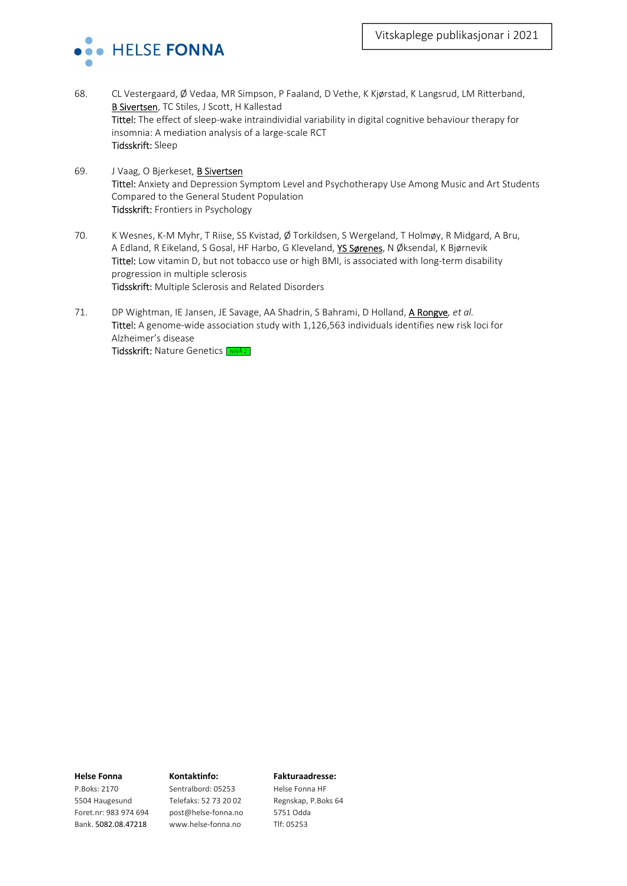68. CL Vestergaard, Ø Vedaa, MR Simpson, P Faaland, D Vethe, K Kjørstad, K Langsrud, LM Ritterband, B Sivertsen, TC Stiles, J Scott, H Kallestad
    Tittel: The effect of sleep-wake intraindividial variability in digital cognitive behaviour therapy for insomnia: A mediation analysis of a large-scale RCT
    Tidsskrift: Sleep

69. J Vaag, O Bjerkeset, B Sivertsen
    Tittel: Anxiety and Depression Symptom Level and Psychotherapy Use Among Music and Art Students Compared to the General Student Population
    Tidsskrift: Frontiers in Psychology

70. K Wesnes, K-M Myhr, T Riise, SS Kvistad, Ø Torkildsen, S Wergeland, T Holmøy, R Midgard, A Bru, A Edland, R Eikeland, S Gosal, HF Harbo, G Kleveland, YS Sørenes, N Øksendal, K Bjørnevik
    Tittel: Low vitamin D, but not tobacco use or high BMI, is associated with long-term disability progression in multiple sclerosis
    Tidsskrift: Multiple Sclerosis and Related Disorders

71. DP Wightman, IE Jansen, JE Savage, AA Shadrin, S Bahrami, D Holland, A Rongve, *et al.*
    Tittel: A genome-wide association study with 1,126,563 individuals identifies new risk loci for Alzheimer's disease
    Tidsskrift: Nature Genetics NIVÅ 2